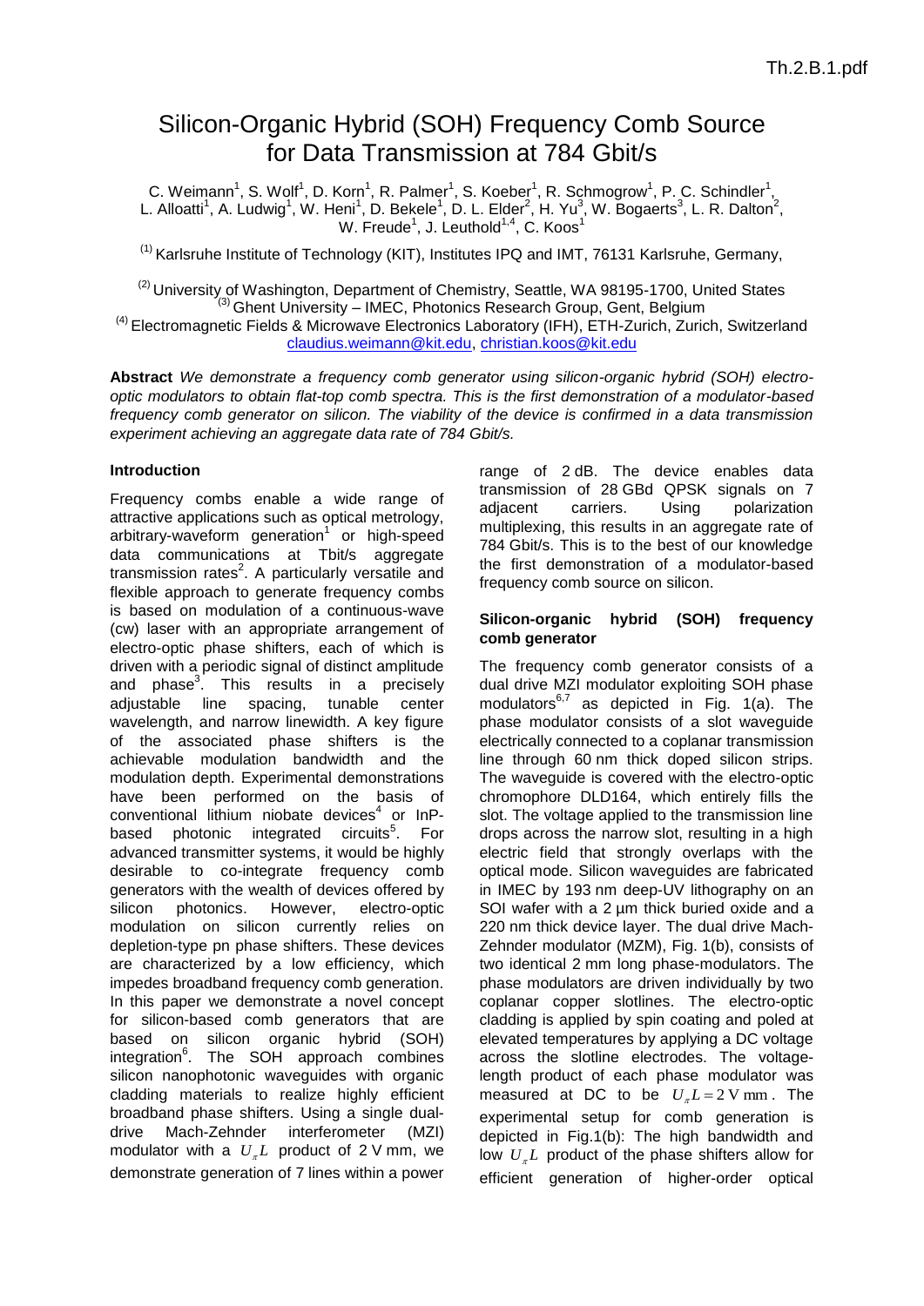# Silicon-Organic Hybrid (SOH) Frequency Comb Source for Data Transmission at 784 Gbit/s

C. Weimann[1], S. Wolf[1], D. Korn[1], R. Palmer[1], S. Koeber[1], R. Schmogrow[1], P. C. Schindler[1], L. Alloatti[1], A. Ludwig[1], W. Heni[1], D. Bekele[1], D. L. Elder[2], H. Yu[3], W. Bogaerts[3], L. R. Dalton[2], W. Freude[1], J. Leuthold[1,4], C. Koos[1]

[(1)] Karlsruhe Institute of Technology (KIT), Institutes IPQ and IMT, 76131 Karlsruhe, Germany,

[(2)] University of Washington, Department of Chemistry, Seattle, WA 98195-1700, United States

[(3)] Ghent University – IMEC, Photonics Research Group, Gent, Belgium

[(4)] Electromagnetic Fields & Microwave Electronics Laboratory (IFH), ETH-Zurich, Zurich, Switzerland

claudius.weimann@kit.edu, christian.koos@kit.edu

**Abstract** *We demonstrate a frequency comb generator using silicon-organic hybrid (SOH) electro-optic modulators to obtain flat-top comb spectra. This is the first demonstration of a modulator-based frequency comb generator on silicon. The viability of the device is confirmed in a data transmission experiment achieving an aggregate data rate of 784 Gbit/s.*

## Introduction

Frequency combs enable a wide range of attractive applications such as optical metrology, arbitrary-waveform generation[1] or high-speed data communications at Tbit/s aggregate transmission rates[2]. A particularly versatile and flexible approach to generate frequency combs is based on modulation of a continuous-wave (cw) laser with an appropriate arrangement of electro-optic phase shifters, each of which is driven with a periodic signal of distinct amplitude and phase[3]. This results in a precisely adjustable line spacing, tunable center wavelength, and narrow linewidth. A key figure of the associated phase shifters is the achievable modulation bandwidth and the modulation depth. Experimental demonstrations have been performed on the basis of conventional lithium niobate devices[4] or InP-based photonic integrated circuits[5]. For advanced transmitter systems, it would be highly desirable to co-integrate frequency comb generators with the wealth of devices offered by silicon photonics. However, electro-optic modulation on silicon currently relies on depletion-type pn phase shifters. These devices are characterized by a low efficiency, which impedes broadband frequency comb generation. In this paper we demonstrate a novel concept for silicon-based comb generators that are based on silicon organic hybrid (SOH) integration[6]. The SOH approach combines silicon nanophotonic waveguides with organic cladding materials to realize highly efficient broadband phase shifters. Using a single dual-drive Mach-Zehnder interferometer (MZI) modulator with a $U_\pi L$ product of 2 V mm, we demonstrate generation of 7 lines within a power range of 2 dB. The device enables data transmission of 28 GBd QPSK signals on 7 adjacent carriers. Using polarization multiplexing, this results in an aggregate rate of 784 Gbit/s. This is to the best of our knowledge the first demonstration of a modulator-based frequency comb source on silicon.

## Silicon-organic hybrid (SOH) frequency comb generator

The frequency comb generator consists of a dual drive MZI modulator exploiting SOH phase modulators[6,7] as depicted in Fig. 1(a). The phase modulator consists of a slot waveguide electrically connected to a coplanar transmission line through 60 nm thick doped silicon strips. The waveguide is covered with the electro-optic chromophore DLD164, which entirely fills the slot. The voltage applied to the transmission line drops across the narrow slot, resulting in a high electric field that strongly overlaps with the optical mode. Silicon waveguides are fabricated in IMEC by 193 nm deep-UV lithography on an SOI wafer with a 2 µm thick buried oxide and a 220 nm thick device layer. The dual drive Mach-Zehnder modulator (MZM), Fig. 1(b), consists of two identical 2 mm long phase-modulators. The phase modulators are driven individually by two coplanar copper slotlines. The electro-optic cladding is applied by spin coating and poled at elevated temperatures by applying a DC voltage across the slotline electrodes. The voltage-length product of each phase modulator was measured at DC to be $U_\pi L = 2\ \text{V mm}$. The experimental setup for comb generation is depicted in Fig.1(b): The high bandwidth and low $U_\pi L$ product of the phase shifters allow for efficient generation of higher-order optical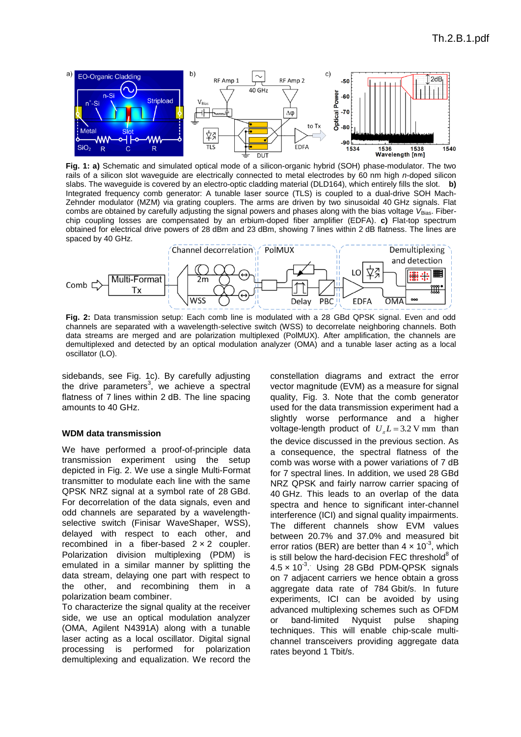**Fig. 1: a)** Schematic and simulated optical mode of a silicon-organic hybrid (SOH) phase-modulator. The two rails of a silicon slot waveguide are electrically connected to metal electrodes by 60 nm high *n*-doped silicon slabs. The waveguide is covered by an electro-optic cladding material (DLD164), which entirely fills the slot. **b)** Integrated frequency comb generator: A tunable laser source (TLS) is coupled to a dual-drive SOH Mach-Zehnder modulator (MZM) via grating couplers. The arms are driven by two sinusoidal 40 GHz signals. Flat combs are obtained by carefully adjusting the signal powers and phases along with the bias voltage $V_{Bias}$. Fiber-chip coupling losses are compensated by an erbium-doped fiber amplifier (EDFA). **c)** Flat-top spectrum obtained for electrical drive powers of 28 dBm and 23 dBm, showing 7 lines within 2 dB flatness. The lines are spaced by 40 GHz.

**Fig. 2:** Data transmission setup: Each comb line is modulated with a 28 GBd QPSK signal. Even and odd channels are separated with a wavelength-selective switch (WSS) to decorrelate neighboring channels. Both data streams are merged and are polarization multiplexed (PolMUX). After amplification, the channels are demultiplexed and detected by an optical modulation analyzer (OMA) and a tunable laser acting as a local oscillator (LO).

sidebands, see Fig. 1c). By carefully adjusting the drive parameters[3], we achieve a spectral flatness of 7 lines within 2 dB. The line spacing amounts to 40 GHz.

## WDM data transmission

We have performed a proof-of-principle data transmission experiment using the setup depicted in Fig. 2. We use a single Multi-Format transmitter to modulate each line with the same QPSK NRZ signal at a symbol rate of 28 GBd. For decorrelation of the data signals, even and odd channels are separated by a wavelength-selective switch (Finisar WaveShaper, WSS), delayed with respect to each other, and recombined in a fiber-based $2 \times 2$ coupler. Polarization division multiplexing (PDM) is emulated in a similar manner by splitting the data stream, delaying one part with respect to the other, and recombining them in a polarization beam combiner.

To characterize the signal quality at the receiver side, we use an optical modulation analyzer (OMA, Agilent N4391A) along with a tunable laser acting as a local oscillator. Digital signal processing is performed for polarization demultiplexing and equalization. We record the constellation diagrams and extract the error vector magnitude (EVM) as a measure for signal quality, Fig. 3. Note that the comb generator used for the data transmission experiment had a slightly worse performance and a higher voltage-length product of $U_{\pi}L = 3.2\ \text{V mm}$ than the device discussed in the previous section. As a consequence, the spectral flatness of the comb was worse with a power variations of 7 dB for 7 spectral lines. In addition, we used 28 GBd NRZ QPSK and fairly narrow carrier spacing of 40 GHz. This leads to an overlap of the data spectra and hence to significant inter-channel interference (ICI) and signal quality impairments. The different channels show EVM values between 20.7% and 37.0% and measured bit error ratios (BER) are better than $4 \times 10^{-3}$, which is still below the hard-decision FEC threshold[8] of $4.5 \times 10^{-3}$. Using 28 GBd PDM-QPSK signals on 7 adjacent carriers we hence obtain a gross aggregate data rate of 784 Gbit/s. In future experiments, ICI can be avoided by using advanced multiplexing schemes such as OFDM or band-limited Nyquist pulse shaping techniques. This will enable chip-scale multi-channel transceivers providing aggregate data rates beyond 1 Tbit/s.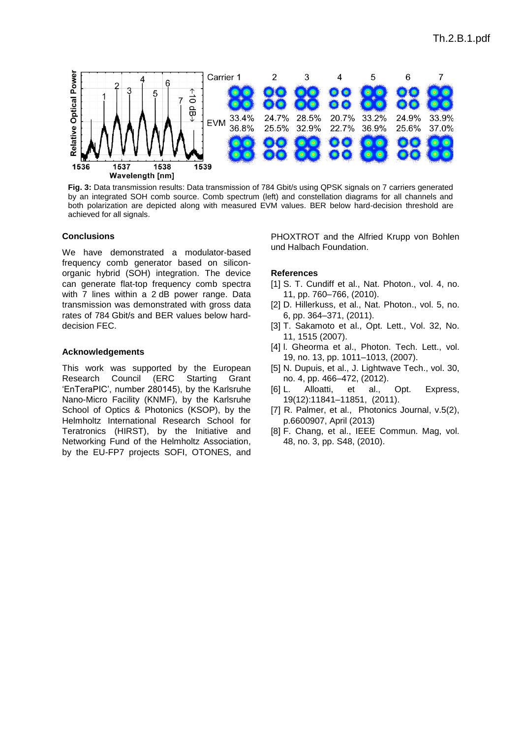Relative Optical Power

1 2 3 4 5 6 7

↑10 dB↓

1536 1537 1538 1539

Wavelength [nm]

Carrier 1 2 3 4 5 6 7

EVM 33.4% 24.7% 28.5% 20.7% 33.2% 24.9% 33.9%

36.8% 25.5% 32.9% 22.7% 36.9% 25.6% 37.0%

**Fig. 3:** Data transmission results: Data transmission of 784 Gbit/s using QPSK signals on 7 carriers generated by an integrated SOH comb source. Comb spectrum (left) and constellation diagrams for all channels and both polarization are depicted along with measured EVM values. BER below hard-decision threshold are achieved for all signals.

### Conclusions

We have demonstrated a modulator-based frequency comb generator based on silicon-organic hybrid (SOH) integration. The device can generate flat-top frequency comb spectra with 7 lines within a 2 dB power range. Data transmission was demonstrated with gross data rates of 784 Gbit/s and BER values below hard-decision FEC.

### Acknowledgements

This work was supported by the European Research Council (ERC Starting Grant 'EnTeraPIC', number 280145), by the Karlsruhe Nano-Micro Facility (KNMF), by the Karlsruhe School of Optics & Photonics (KSOP), by the Helmholtz International Research School for Teratronics (HIRST), by the Initiative and Networking Fund of the Helmholtz Association, by the EU-FP7 projects SOFI, OTONES, and PHOXTROT and the Alfried Krupp von Bohlen und Halbach Foundation.

### References

[1] S. T. Cundiff et al., Nat. Photon., vol. 4, no. 11, pp. 760–766, (2010).

[2] D. Hillerkuss, et al., Nat. Photon., vol. 5, no. 6, pp. 364–371, (2011).

[3] T. Sakamoto et al., Opt. Lett., Vol. 32, No. 11, 1515 (2007).

[4] I. Gheorma et al., Photon. Tech. Lett., vol. 19, no. 13, pp. 1011–1013, (2007).

[5] N. Dupuis, et al., J. Lightwave Tech., vol. 30, no. 4, pp. 466–472, (2012).

[6] L. Alloatti, et al., Opt. Express, 19(12):11841–11851, (2011).

[7] R. Palmer, et al., Photonics Journal, v.5(2), p.6600907, April (2013)

[8] F. Chang, et al., IEEE Commun. Mag, vol. 48, no. 3, pp. S48, (2010).